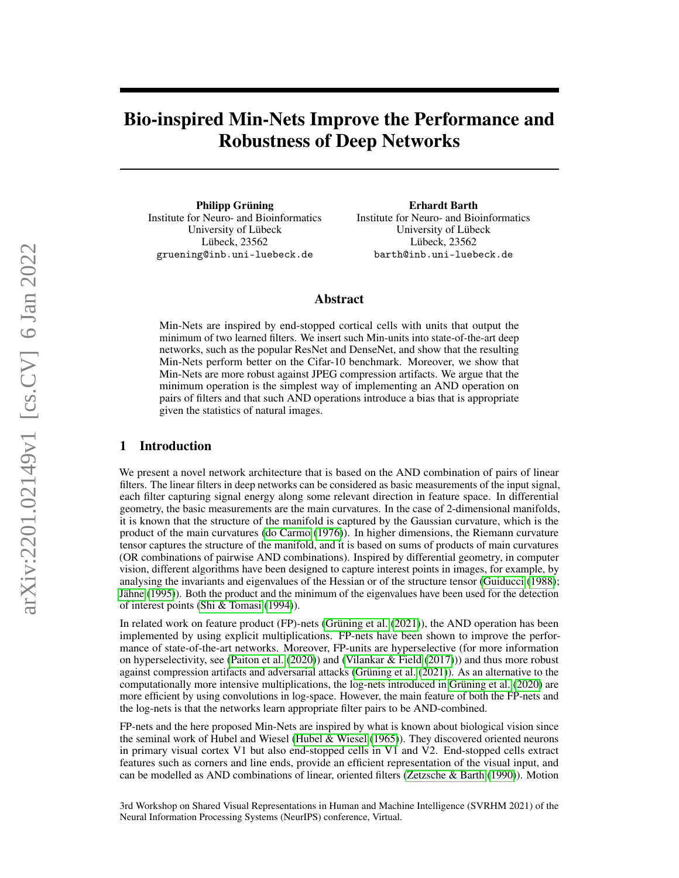# Bio-inspired Min-Nets Improve the Performance and Robustness of Deep Networks

**Philipp Grüning**
Institute for Neuro- and Bioinformatics
University of Lübeck
Lübeck, 23562
`gruening@inb.uni-luebeck.de`

**Erhardt Barth**
Institute for Neuro- and Bioinformatics
University of Lübeck
Lübeck, 23562
`barth@inb.uni-luebeck.de`

## Abstract

Min-Nets are inspired by end-stopped cortical cells with units that output the minimum of two learned filters. We insert such Min-units into state-of-the-art deep networks, such as the popular ResNet and DenseNet, and show that the resulting Min-Nets perform better on the Cifar-10 benchmark. Moreover, we show that Min-Nets are more robust against JPEG compression artifacts. We argue that the minimum operation is the simplest way of implementing an AND operation on pairs of filters and that such AND operations introduce a bias that is appropriate given the statistics of natural images.

## 1 Introduction

We present a novel network architecture that is based on the AND combination of pairs of linear filters. The linear filters in deep networks can be considered as basic measurements of the input signal, each filter capturing signal energy along some relevant direction in feature space. In differential geometry, the basic measurements are the main curvatures. In the case of 2-dimensional manifolds, it is known that the structure of the manifold is captured by the Gaussian curvature, which is the product of the main curvatures (do Carmo (1976)). In higher dimensions, the Riemann curvature tensor captures the structure of the manifold, and it is based on sums of products of main curvatures (OR combinations of pairwise AND combinations). Inspired by differential geometry, in computer vision, different algorithms have been designed to capture interest points in images, for example, by analysing the invariants and eigenvalues of the Hessian or of the structure tensor (Guiducci (1988); Jähne (1995)). Both the product and the minimum of the eigenvalues have been used for the detection of interest points (Shi & Tomasi (1994)).

In related work on feature product (FP)-nets (Grüning et al. (2021)), the AND operation has been implemented by using explicit multiplications. FP-nets have been shown to improve the performance of state-of-the-art networks. Moreover, FP-units are hyperselective (for more information on hyperselectivity, see (Paiton et al. (2020)) and (Vilankar & Field (2017))) and thus more robust against compression artifacts and adversarial attacks (Grüning et al. (2021)). As an alternative to the computationally more intensive multiplications, the log-nets introduced in Grüning et al. (2020) are more efficient by using convolutions in log-space. However, the main feature of both the FP-nets and the log-nets is that the networks learn appropriate filter pairs to be AND-combined.

FP-nets and the here proposed Min-Nets are inspired by what is known about biological vision since the seminal work of Hubel and Wiesel (Hubel & Wiesel (1965)). They discovered oriented neurons in primary visual cortex V1 but also end-stopped cells in V1 and V2. End-stopped cells extract features such as corners and line ends, provide an efficient representation of the visual input, and can be modelled as AND combinations of linear, oriented filters (Zetzsche & Barth (1990)). Motion

3rd Workshop on Shared Visual Representations in Human and Machine Intelligence (SVRHM 2021) of the Neural Information Processing Systems (NeurIPS) conference, Virtual.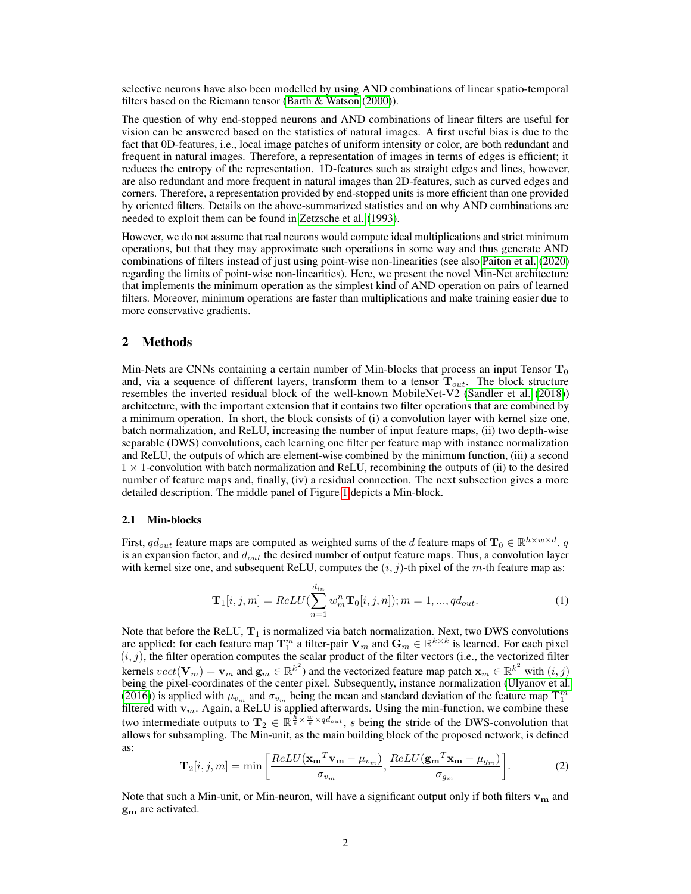selective neurons have also been modelled by using AND combinations of linear spatio-temporal filters based on the Riemann tensor (Barth & Watson (2000)).

The question of why end-stopped neurons and AND combinations of linear filters are useful for vision can be answered based on the statistics of natural images. A first useful bias is due to the fact that 0D-features, i.e., local image patches of uniform intensity or color, are both redundant and frequent in natural images. Therefore, a representation of images in terms of edges is efficient; it reduces the entropy of the representation. 1D-features such as straight edges and lines, however, are also redundant and more frequent in natural images than 2D-features, such as curved edges and corners. Therefore, a representation provided by end-stopped units is more efficient than one provided by oriented filters. Details on the above-summarized statistics and on why AND combinations are needed to exploit them can be found in Zetzsche et al. (1993).

However, we do not assume that real neurons would compute ideal multiplications and strict minimum operations, but that they may approximate such operations in some way and thus generate AND combinations of filters instead of just using point-wise non-linearities (see also Paiton et al. (2020) regarding the limits of point-wise non-linearities). Here, we present the novel Min-Net architecture that implements the minimum operation as the simplest kind of AND operation on pairs of learned filters. Moreover, minimum operations are faster than multiplications and make training easier due to more conservative gradients.

## 2 Methods

Min-Nets are CNNs containing a certain number of Min-blocks that process an input Tensor $\mathbf{T}_0$ and, via a sequence of different layers, transform them to a tensor $\mathbf{T}_{out}$. The block structure resembles the inverted residual block of the well-known MobileNet-V2 (Sandler et al. (2018)) architecture, with the important extension that it contains two filter operations that are combined by a minimum operation. In short, the block consists of (i) a convolution layer with kernel size one, batch normalization, and ReLU, increasing the number of input feature maps, (ii) two depth-wise separable (DWS) convolutions, each learning one filter per feature map with instance normalization and ReLU, the outputs of which are element-wise combined by the minimum function, (iii) a second $1 \times 1$-convolution with batch normalization and ReLU, recombining the outputs of (ii) to the desired number of feature maps and, finally, (iv) a residual connection. The next subsection gives a more detailed description. The middle panel of Figure 1 depicts a Min-block.

### 2.1 Min-blocks

First, $qd_{out}$ feature maps are computed as weighted sums of the $d$ feature maps of $\mathbf{T}_0 \in \mathbb{R}^{h \times w \times d}$. $q$ is an expansion factor, and $d_{out}$ the desired number of output feature maps. Thus, a convolution layer with kernel size one, and subsequent ReLU, computes the $(i, j)$-th pixel of the $m$-th feature map as:

$$\mathbf{T}_1[i,j,m] = ReLU(\sum_{n=1}^{d_{in}} w_m^n \mathbf{T}_0[i,j,n]); m = 1, ..., qd_{out}. \tag{1}$$

Note that before the ReLU, $\mathbf{T}_1$ is normalized via batch normalization. Next, two DWS convolutions are applied: for each feature map $\mathbf{T}_1^m$ a filter-pair $\mathbf{V}_m$ and $\mathbf{G}_m \in \mathbb{R}^{k \times k}$ is learned. For each pixel $(i, j)$, the filter operation computes the scalar product of the filter vectors (i.e., the vectorized filter kernels $vect(\mathbf{V}_m) = \mathbf{v}_m$ and $\mathbf{g}_m \in \mathbb{R}^{k^2}$) and the vectorized feature map patch $\mathbf{x}_m \in \mathbb{R}^{k^2}$ with $(i, j)$ being the pixel-coordinates of the center pixel. Subsequently, instance normalization (Ulyanov et al. (2016)) is applied with $\mu_{v_m}$ and $\sigma_{v_m}$ being the mean and standard deviation of the feature map $\mathbf{T}_1^m$ filtered with $\mathbf{v}_m$. Again, a ReLU is applied afterwards. Using the min-function, we combine these two intermediate outputs to $\mathbf{T}_2 \in \mathbb{R}^{\frac{h}{s} \times \frac{w}{s} \times qd_{out}}$, $s$ being the stride of the DWS-convolution that allows for subsampling. The Min-unit, as the main building block of the proposed network, is defined as:

$$\mathbf{T}_2[i,j,m] = \min \left[ \frac{ReLU(\mathbf{x_m}^T \mathbf{v_m} - \mu_{v_m})}{\sigma_{v_m}}, \frac{ReLU(\mathbf{g_m}^T \mathbf{x_m} - \mu_{g_m})}{\sigma_{g_m}} \right]. \tag{2}$$

Note that such a Min-unit, or Min-neuron, will have a significant output only if both filters $\mathbf{v_m}$ and $\mathbf{g_m}$ are activated.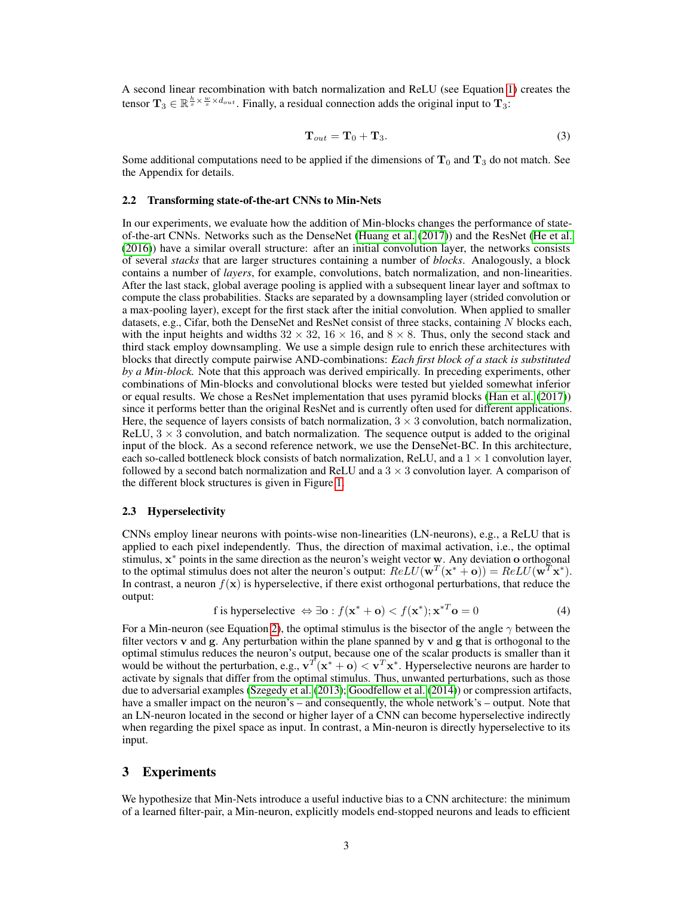A second linear recombination with batch normalization and ReLU (see Equation 1) creates the tensor $\mathbf{T}_3 \in \mathbb{R}^{\frac{h}{s} \times \frac{w}{s} \times d_{out}}$. Finally, a residual connection adds the original input to $\mathbf{T}_3$:

$$\mathbf{T}_{out} = \mathbf{T}_0 + \mathbf{T}_3. \tag{3}$$

Some additional computations need to be applied if the dimensions of $\mathbf{T}_0$ and $\mathbf{T}_3$ do not match. See the Appendix for details.

### 2.2 Transforming state-of-the-art CNNs to Min-Nets

In our experiments, we evaluate how the addition of Min-blocks changes the performance of state-of-the-art CNNs. Networks such as the DenseNet (Huang et al. (2017)) and the ResNet (He et al. (2016)) have a similar overall structure: after an initial convolution layer, the networks consists of several *stacks* that are larger structures containing a number of *blocks*. Analogously, a block contains a number of *layers*, for example, convolutions, batch normalization, and non-linearities. After the last stack, global average pooling is applied with a subsequent linear layer and softmax to compute the class probabilities. Stacks are separated by a downsampling layer (strided convolution or a max-pooling layer), except for the first stack after the initial convolution. When applied to smaller datasets, e.g., Cifar, both the DenseNet and ResNet consist of three stacks, containing $N$ blocks each, with the input heights and widths $32 \times 32$, $16 \times 16$, and $8 \times 8$. Thus, only the second stack and third stack employ downsampling. We use a simple design rule to enrich these architectures with blocks that directly compute pairwise AND-combinations: *Each first block of a stack is substituted by a Min-block.* Note that this approach was derived empirically. In preceding experiments, other combinations of Min-blocks and convolutional blocks were tested but yielded somewhat inferior or equal results. We chose a ResNet implementation that uses pyramid blocks (Han et al. (2017)) since it performs better than the original ResNet and is currently often used for different applications. Here, the sequence of layers consists of batch normalization, $3 \times 3$ convolution, batch normalization, ReLU, $3 \times 3$ convolution, and batch normalization. The sequence output is added to the original input of the block. As a second reference network, we use the DenseNet-BC. In this architecture, each so-called bottleneck block consists of batch normalization, ReLU, and a $1 \times 1$ convolution layer, followed by a second batch normalization and ReLU and a $3 \times 3$ convolution layer. A comparison of the different block structures is given in Figure 1.

### 2.3 Hyperselectivity

CNNs employ linear neurons with points-wise non-linearities (LN-neurons), e.g., a ReLU that is applied to each pixel independently. Thus, the direction of maximal activation, i.e., the optimal stimulus, $\mathbf{x}^*$ points in the same direction as the neuron's weight vector $\mathbf{w}$. Any deviation $\mathbf{o}$ orthogonal to the optimal stimulus does not alter the neuron's output: $ReLU(\mathbf{w}^T(\mathbf{x}^* + \mathbf{o})) = ReLU(\mathbf{w}^T\mathbf{x}^*)$. In contrast, a neuron $f(\mathbf{x})$ is hyperselective, if there exist orthogonal perturbations, that reduce the output:

$$\text{f is hyperselective } \Leftrightarrow \exists \mathbf{o} : f(\mathbf{x}^* + \mathbf{o}) < f(\mathbf{x}^*); \mathbf{x}^{*T}\mathbf{o} = 0 \tag{4}$$

For a Min-neuron (see Equation 2), the optimal stimulus is the bisector of the angle $\gamma$ between the filter vectors $\mathbf{v}$ and $\mathbf{g}$. Any perturbation within the plane spanned by $\mathbf{v}$ and $\mathbf{g}$ that is orthogonal to the optimal stimulus reduces the neuron's output, because one of the scalar products is smaller than it would be without the perturbation, e.g., $\mathbf{v}^T(\mathbf{x}^* + \mathbf{o}) < \mathbf{v}^T\mathbf{x}^*$. Hyperselective neurons are harder to activate by signals that differ from the optimal stimulus. Thus, unwanted perturbations, such as those due to adversarial examples (Szegedy et al. (2013); Goodfellow et al. (2014)) or compression artifacts, have a smaller impact on the neuron's – and consequently, the whole network's – output. Note that an LN-neuron located in the second or higher layer of a CNN can become hyperselective indirectly when regarding the pixel space as input. In contrast, a Min-neuron is directly hyperselective to its input.

## 3 Experiments

We hypothesize that Min-Nets introduce a useful inductive bias to a CNN architecture: the minimum of a learned filter-pair, a Min-neuron, explicitly models end-stopped neurons and leads to efficient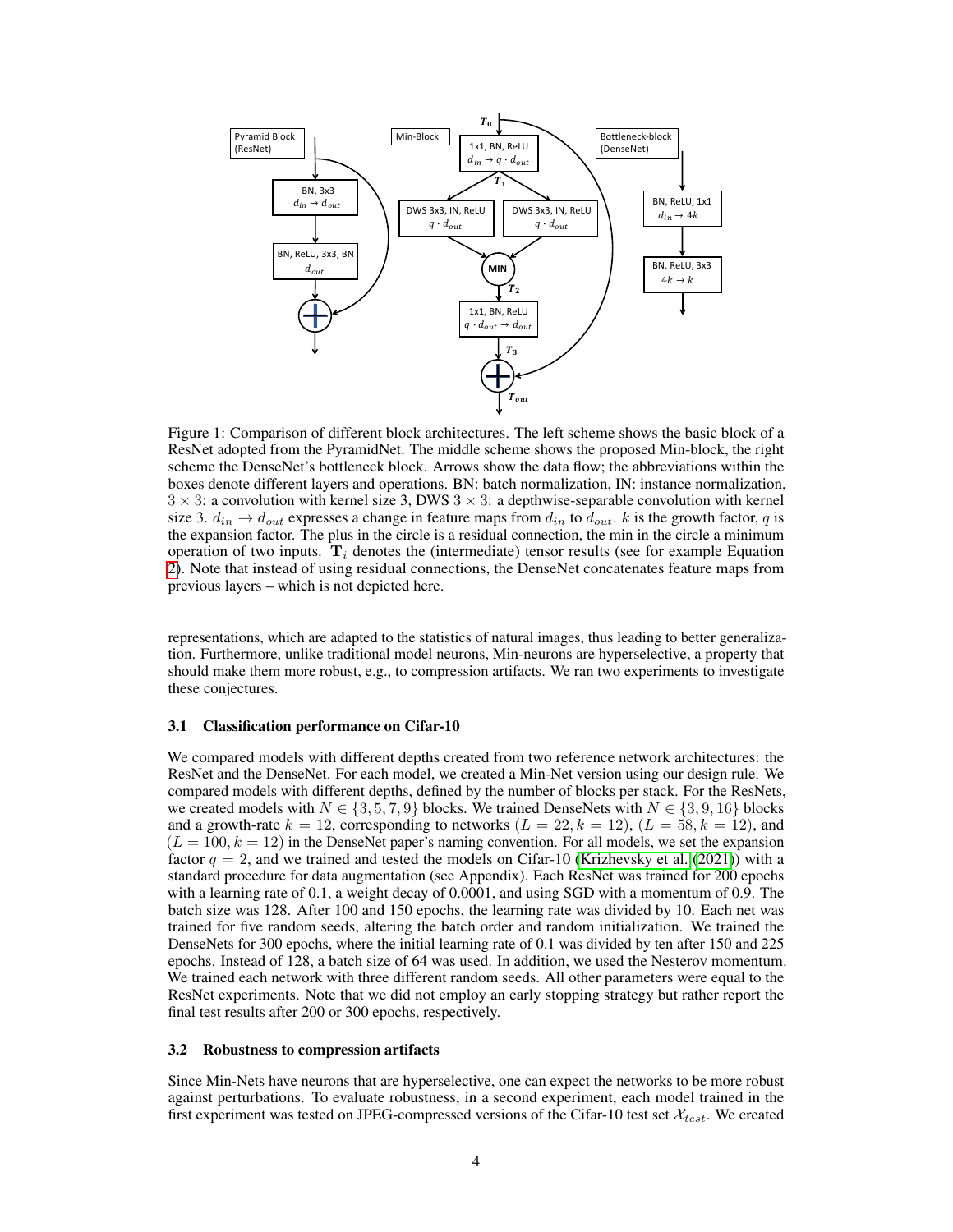Figure 1: Comparison of different block architectures. The left scheme shows the basic block of a ResNet adopted from the PyramidNet. The middle scheme shows the proposed Min-block, the right scheme the DenseNet's bottleneck block. Arrows show the data flow; the abbreviations within the boxes denote different layers and operations. BN: batch normalization, IN: instance normalization, $3 \times 3$: a convolution with kernel size 3, DWS $3 \times 3$: a depthwise-separable convolution with kernel size 3. $d_{in} \rightarrow d_{out}$ expresses a change in feature maps from $d_{in}$ to $d_{out}$. $k$ is the growth factor, $q$ is the expansion factor. The plus in the circle is a residual connection, the min in the circle a minimum operation of two inputs. $\mathbf{T}_i$ denotes the (intermediate) tensor results (see for example Equation 2). Note that instead of using residual connections, the DenseNet concatenates feature maps from previous layers – which is not depicted here.

representations, which are adapted to the statistics of natural images, thus leading to better generalization. Furthermore, unlike traditional model neurons, Min-neurons are hyperselective, a property that should make them more robust, e.g., to compression artifacts. We ran two experiments to investigate these conjectures.

### 3.1 Classification performance on Cifar-10

We compared models with different depths created from two reference network architectures: the ResNet and the DenseNet. For each model, we created a Min-Net version using our design rule. We compared models with different depths, defined by the number of blocks per stack. For the ResNets, we created models with $N \in \{3, 5, 7, 9\}$ blocks. We trained DenseNets with $N \in \{3, 9, 16\}$ blocks and a growth-rate $k = 12$, corresponding to networks $(L = 22, k = 12)$, $(L = 58, k = 12)$, and $(L = 100, k = 12)$ in the DenseNet paper's naming convention. For all models, we set the expansion factor $q = 2$, and we trained and tested the models on Cifar-10 (Krizhevsky et al. (2021)) with a standard procedure for data augmentation (see Appendix). Each ResNet was trained for 200 epochs with a learning rate of 0.1, a weight decay of 0.0001, and using SGD with a momentum of 0.9. The batch size was 128. After 100 and 150 epochs, the learning rate was divided by 10. Each net was trained for five random seeds, altering the batch order and random initialization. We trained the DenseNets for 300 epochs, where the initial learning rate of 0.1 was divided by ten after 150 and 225 epochs. Instead of 128, a batch size of 64 was used. In addition, we used the Nesterov momentum. We trained each network with three different random seeds. All other parameters were equal to the ResNet experiments. Note that we did not employ an early stopping strategy but rather report the final test results after 200 or 300 epochs, respectively.

### 3.2 Robustness to compression artifacts

Since Min-Nets have neurons that are hyperselective, one can expect the networks to be more robust against perturbations. To evaluate robustness, in a second experiment, each model trained in the first experiment was tested on JPEG-compressed versions of the Cifar-10 test set $\mathcal{X}_{test}$. We created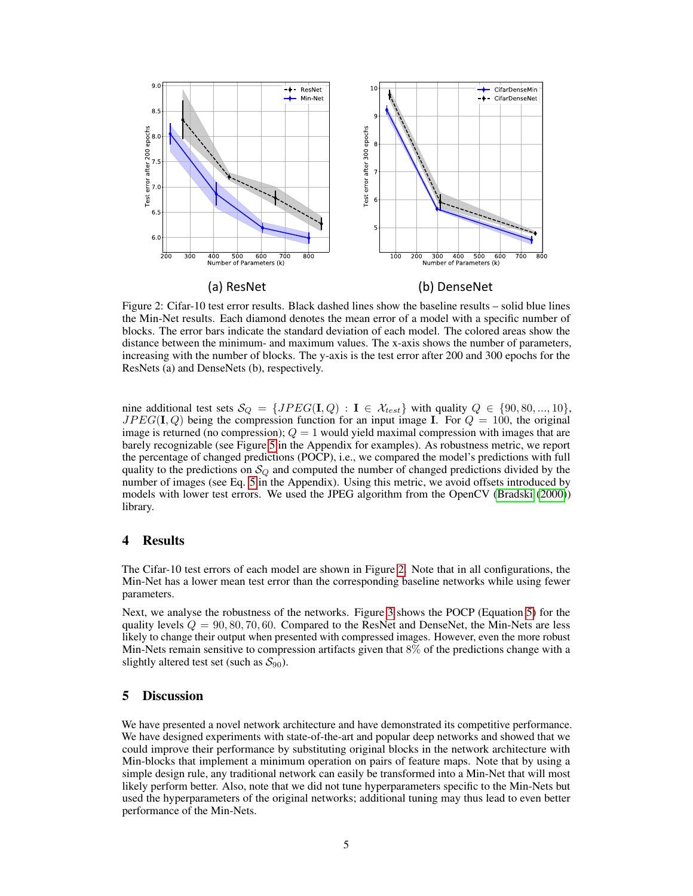(a) ResNet

(b) DenseNet

Figure 2: Cifar-10 test error results. Black dashed lines show the baseline results – solid blue lines the Min-Net results. Each diamond denotes the mean error of a model with a specific number of blocks. The error bars indicate the standard deviation of each model. The colored areas show the distance between the minimum- and maximum values. The x-axis shows the number of parameters, increasing with the number of blocks. The y-axis is the test error after 200 and 300 epochs for the ResNets (a) and DenseNets (b), respectively.

nine additional test sets $\mathcal{S}_Q = \{JPEG(\mathbf{I}, Q) : \mathbf{I} \in \mathcal{X}_{test}\}$ with quality $Q \in \{90, 80, ..., 10\}$, $JPEG(\mathbf{I}, Q)$ being the compression function for an input image $\mathbf{I}$. For $Q = 100$, the original image is returned (no compression); $Q = 1$ would yield maximal compression with images that are barely recognizable (see Figure 5 in the Appendix for examples). As robustness metric, we report the percentage of changed predictions (POCP), i.e., we compared the model's predictions with full quality to the predictions on $\mathcal{S}_Q$ and computed the number of changed predictions divided by the number of images (see Eq. 5 in the Appendix). Using this metric, we avoid offsets introduced by models with lower test errors. We used the JPEG algorithm from the OpenCV (Bradski (2000)) library.

# 4 Results

The Cifar-10 test errors of each model are shown in Figure 2. Note that in all configurations, the Min-Net has a lower mean test error than the corresponding baseline networks while using fewer parameters.

Next, we analyse the robustness of the networks. Figure 3 shows the POCP (Equation 5) for the quality levels $Q = 90, 80, 70, 60$. Compared to the ResNet and DenseNet, the Min-Nets are less likely to change their output when presented with compressed images. However, even the more robust Min-Nets remain sensitive to compression artifacts given that $8\%$ of the predictions change with a slightly altered test set (such as $\mathcal{S}_{90}$).

# 5 Discussion

We have presented a novel network architecture and have demonstrated its competitive performance. We have designed experiments with state-of-the-art and popular deep networks and showed that we could improve their performance by substituting original blocks in the network architecture with Min-blocks that implement a minimum operation on pairs of feature maps. Note that by using a simple design rule, any traditional network can easily be transformed into a Min-Net that will most likely perform better. Also, note that we did not tune hyperparameters specific to the Min-Nets but used the hyperparameters of the original networks; additional tuning may thus lead to even better performance of the Min-Nets.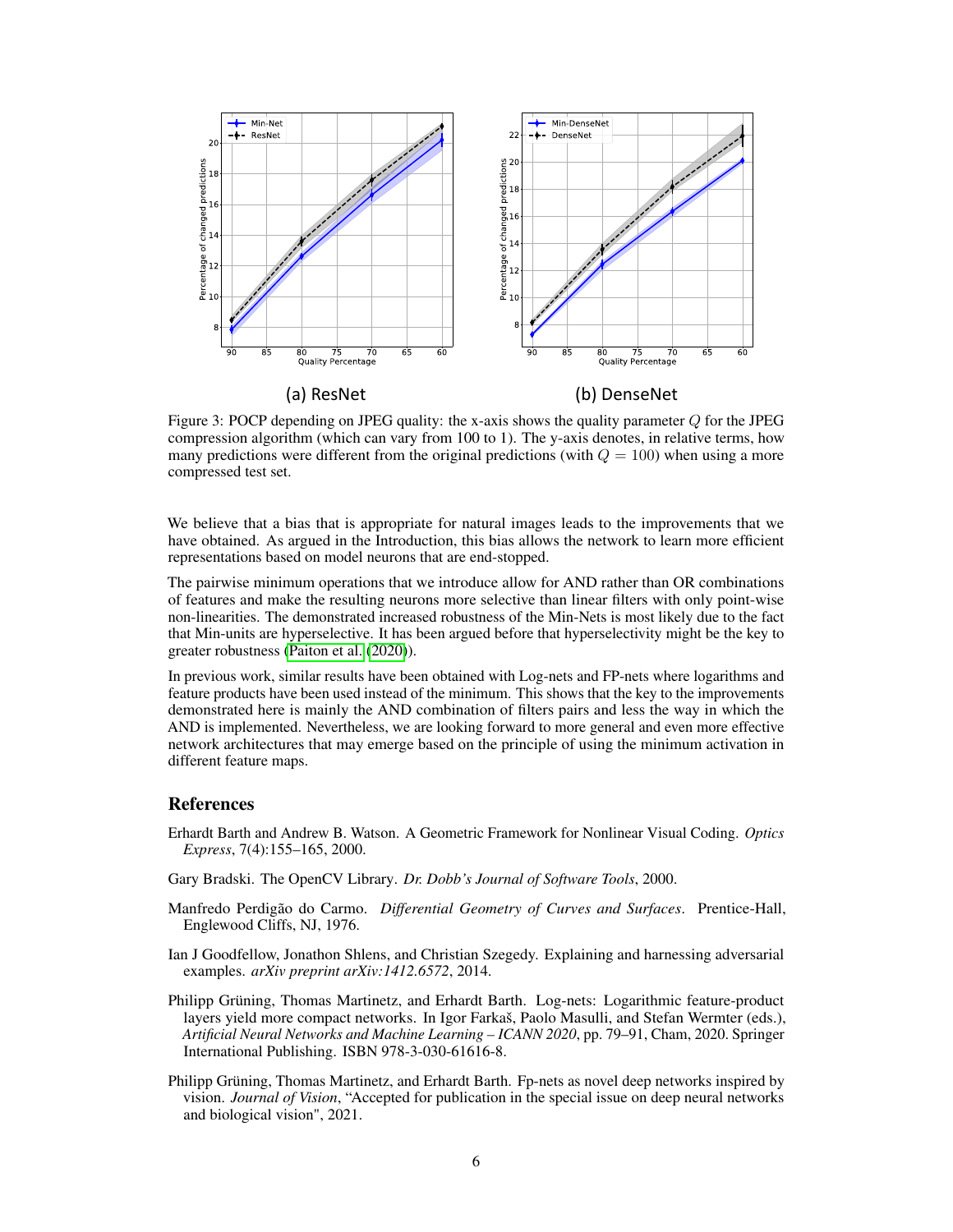(a) ResNet

(b) DenseNet

Figure 3: POCP depending on JPEG quality: the x-axis shows the quality parameter $Q$ for the JPEG compression algorithm (which can vary from 100 to 1). The y-axis denotes, in relative terms, how many predictions were different from the original predictions (with $Q = 100$) when using a more compressed test set.

We believe that a bias that is appropriate for natural images leads to the improvements that we have obtained. As argued in the Introduction, this bias allows the network to learn more efficient representations based on model neurons that are end-stopped.

The pairwise minimum operations that we introduce allow for AND rather than OR combinations of features and make the resulting neurons more selective than linear filters with only point-wise non-linearities. The demonstrated increased robustness of the Min-Nets is most likely due to the fact that Min-units are hyperselective. It has been argued before that hyperselectivity might be the key to greater robustness (Paiton et al. (2020)).

In previous work, similar results have been obtained with Log-nets and FP-nets where logarithms and feature products have been used instead of the minimum. This shows that the key to the improvements demonstrated here is mainly the AND combination of filters pairs and less the way in which the AND is implemented. Nevertheless, we are looking forward to more general and even more effective network architectures that may emerge based on the principle of using the minimum activation in different feature maps.

## References

Erhardt Barth and Andrew B. Watson. A Geometric Framework for Nonlinear Visual Coding. *Optics Express*, 7(4):155–165, 2000.

Gary Bradski. The OpenCV Library. *Dr. Dobb's Journal of Software Tools*, 2000.

Manfredo Perdigão do Carmo. *Differential Geometry of Curves and Surfaces*. Prentice-Hall, Englewood Cliffs, NJ, 1976.

Ian J Goodfellow, Jonathon Shlens, and Christian Szegedy. Explaining and harnessing adversarial examples. *arXiv preprint arXiv:1412.6572*, 2014.

Philipp Grüning, Thomas Martinetz, and Erhardt Barth. Log-nets: Logarithmic feature-product layers yield more compact networks. In Igor Farkaš, Paolo Masulli, and Stefan Wermter (eds.), *Artificial Neural Networks and Machine Learning – ICANN 2020*, pp. 79–91, Cham, 2020. Springer International Publishing. ISBN 978-3-030-61616-8.

Philipp Grüning, Thomas Martinetz, and Erhardt Barth. Fp-nets as novel deep networks inspired by vision. *Journal of Vision*, "Accepted for publication in the special issue on deep neural networks and biological vision", 2021.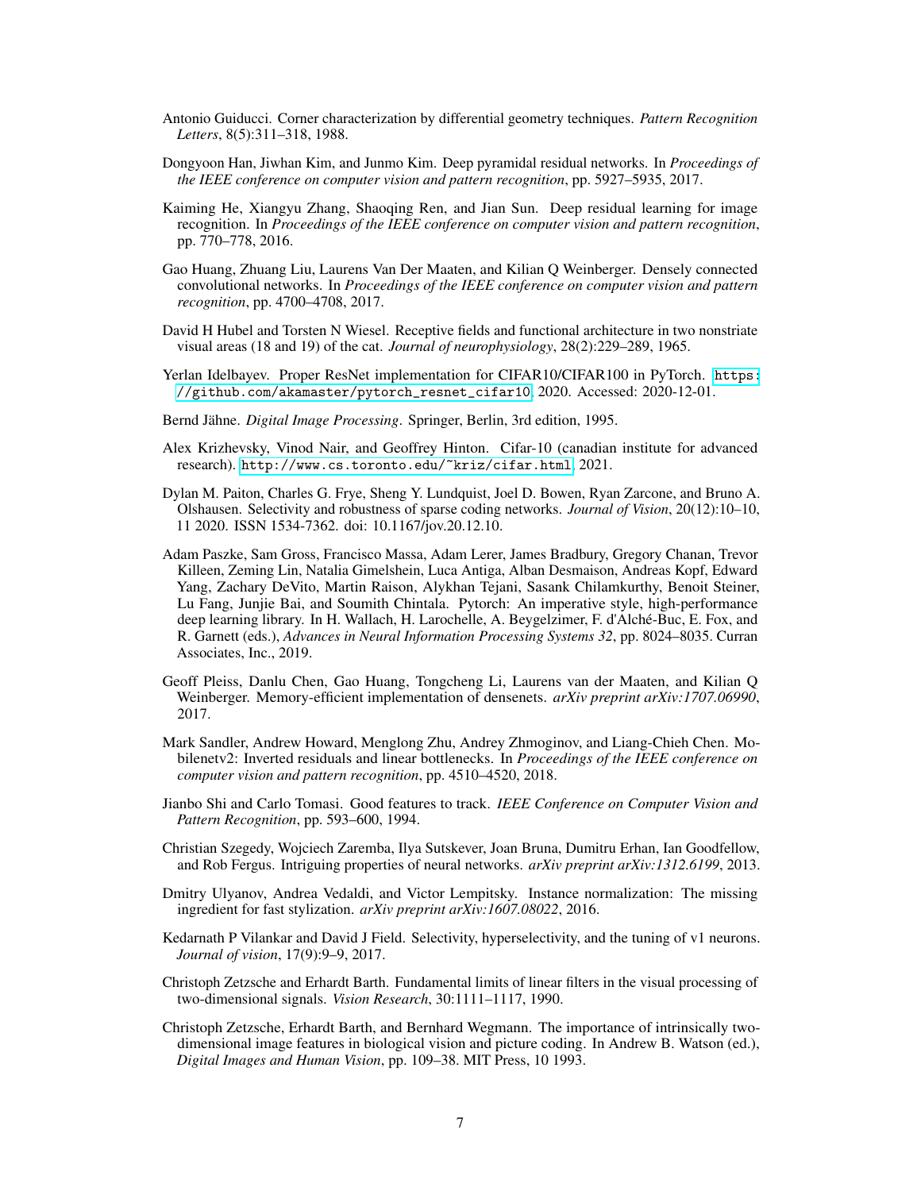Antonio Guiducci. Corner characterization by differential geometry techniques. *Pattern Recognition Letters*, 8(5):311–318, 1988.

Dongyoon Han, Jiwhan Kim, and Junmo Kim. Deep pyramidal residual networks. In *Proceedings of the IEEE conference on computer vision and pattern recognition*, pp. 5927–5935, 2017.

Kaiming He, Xiangyu Zhang, Shaoqing Ren, and Jian Sun. Deep residual learning for image recognition. In *Proceedings of the IEEE conference on computer vision and pattern recognition*, pp. 770–778, 2016.

Gao Huang, Zhuang Liu, Laurens Van Der Maaten, and Kilian Q Weinberger. Densely connected convolutional networks. In *Proceedings of the IEEE conference on computer vision and pattern recognition*, pp. 4700–4708, 2017.

David H Hubel and Torsten N Wiesel. Receptive fields and functional architecture in two nonstriate visual areas (18 and 19) of the cat. *Journal of neurophysiology*, 28(2):229–289, 1965.

Yerlan Idelbayev. Proper ResNet implementation for CIFAR10/CIFAR100 in PyTorch. `https://github.com/akamaster/pytorch_resnet_cifar10`, 2020. Accessed: 2020-12-01.

Bernd Jähne. *Digital Image Processing*. Springer, Berlin, 3rd edition, 1995.

Alex Krizhevsky, Vinod Nair, and Geoffrey Hinton. Cifar-10 (canadian institute for advanced research). `http://www.cs.toronto.edu/~kriz/cifar.html`, 2021.

Dylan M. Paiton, Charles G. Frye, Sheng Y. Lundquist, Joel D. Bowen, Ryan Zarcone, and Bruno A. Olshausen. Selectivity and robustness of sparse coding networks. *Journal of Vision*, 20(12):10–10, 11 2020. ISSN 1534-7362. doi: 10.1167/jov.20.12.10.

Adam Paszke, Sam Gross, Francisco Massa, Adam Lerer, James Bradbury, Gregory Chanan, Trevor Killeen, Zeming Lin, Natalia Gimelshein, Luca Antiga, Alban Desmaison, Andreas Kopf, Edward Yang, Zachary DeVito, Martin Raison, Alykhan Tejani, Sasank Chilamkurthy, Benoit Steiner, Lu Fang, Junjie Bai, and Soumith Chintala. Pytorch: An imperative style, high-performance deep learning library. In H. Wallach, H. Larochelle, A. Beygelzimer, F. d'Alché-Buc, E. Fox, and R. Garnett (eds.), *Advances in Neural Information Processing Systems 32*, pp. 8024–8035. Curran Associates, Inc., 2019.

Geoff Pleiss, Danlu Chen, Gao Huang, Tongcheng Li, Laurens van der Maaten, and Kilian Q Weinberger. Memory-efficient implementation of densenets. *arXiv preprint arXiv:1707.06990*, 2017.

Mark Sandler, Andrew Howard, Menglong Zhu, Andrey Zhmoginov, and Liang-Chieh Chen. Mobilenetv2: Inverted residuals and linear bottlenecks. In *Proceedings of the IEEE conference on computer vision and pattern recognition*, pp. 4510–4520, 2018.

Jianbo Shi and Carlo Tomasi. Good features to track. *IEEE Conference on Computer Vision and Pattern Recognition*, pp. 593–600, 1994.

Christian Szegedy, Wojciech Zaremba, Ilya Sutskever, Joan Bruna, Dumitru Erhan, Ian Goodfellow, and Rob Fergus. Intriguing properties of neural networks. *arXiv preprint arXiv:1312.6199*, 2013.

Dmitry Ulyanov, Andrea Vedaldi, and Victor Lempitsky. Instance normalization: The missing ingredient for fast stylization. *arXiv preprint arXiv:1607.08022*, 2016.

Kedarnath P Vilankar and David J Field. Selectivity, hyperselectivity, and the tuning of v1 neurons. *Journal of vision*, 17(9):9–9, 2017.

Christoph Zetzsche and Erhardt Barth. Fundamental limits of linear filters in the visual processing of two-dimensional signals. *Vision Research*, 30:1111–1117, 1990.

Christoph Zetzsche, Erhardt Barth, and Bernhard Wegmann. The importance of intrinsically two-dimensional image features in biological vision and picture coding. In Andrew B. Watson (ed.), *Digital Images and Human Vision*, pp. 109–38. MIT Press, 10 1993.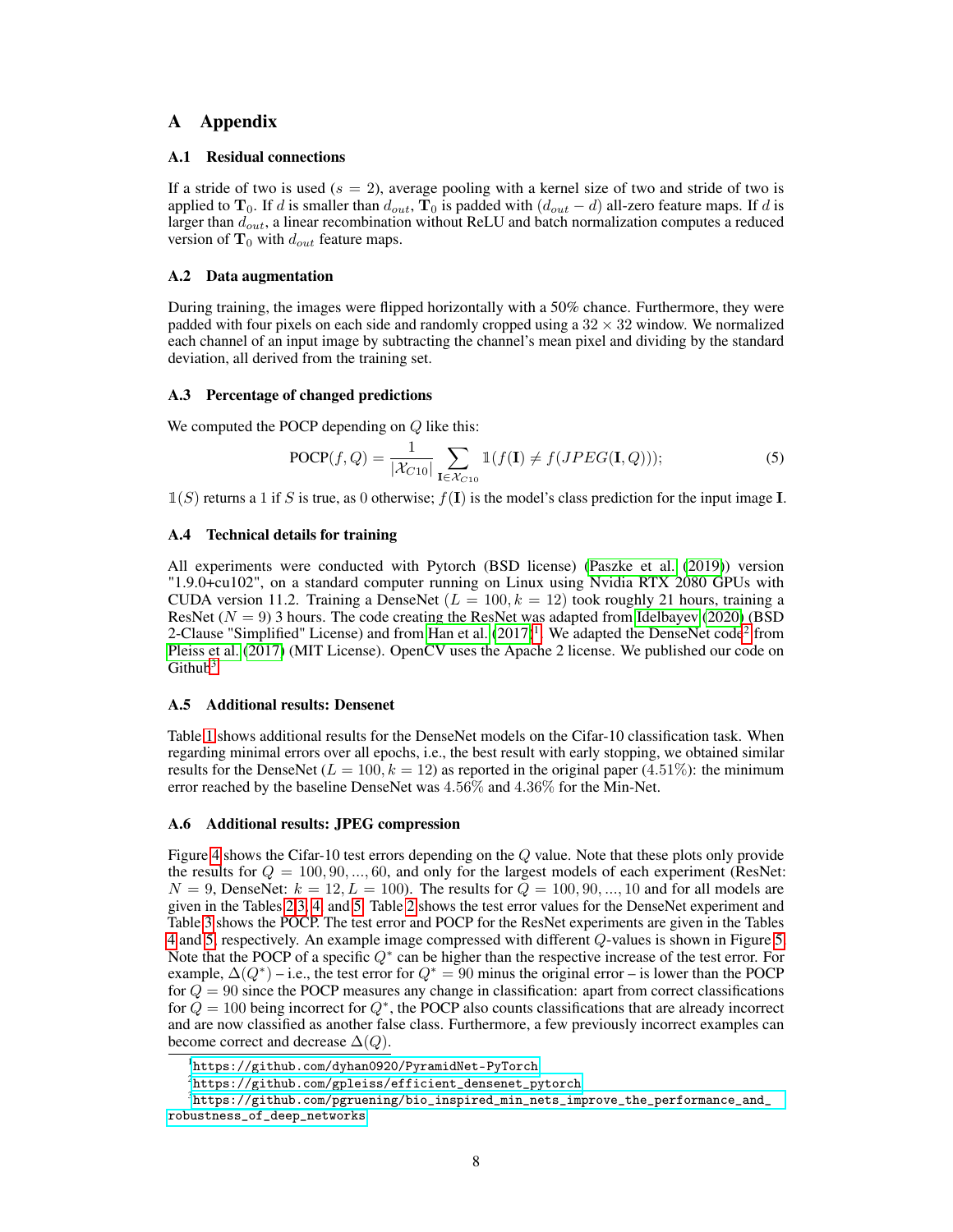# A Appendix

## A.1 Residual connections

If a stride of two is used ($s = 2$), average pooling with a kernel size of two and stride of two is applied to $\mathbf{T}_0$. If $d$ is smaller than $d_{out}$, $\mathbf{T}_0$ is padded with $(d_{out} - d)$ all-zero feature maps. If $d$ is larger than $d_{out}$, a linear recombination without ReLU and batch normalization computes a reduced version of $\mathbf{T}_0$ with $d_{out}$ feature maps.

## A.2 Data augmentation

During training, the images were flipped horizontally with a 50% chance. Furthermore, they were padded with four pixels on each side and randomly cropped using a $32 \times 32$ window. We normalized each channel of an input image by subtracting the channel's mean pixel and dividing by the standard deviation, all derived from the training set.

## A.3 Percentage of changed predictions

We computed the POCP depending on $Q$ like this:

$$\text{POCP}(f, Q) = \frac{1}{|\mathcal{X}_{C10}|} \sum_{\mathbf{I} \in \mathcal{X}_{C10}} \mathbb{1}(f(\mathbf{I}) \neq f(JPEG(\mathbf{I}, Q))); \tag{5}$$

$\mathbb{1}(S)$ returns a 1 if $S$ is true, as 0 otherwise; $f(\mathbf{I})$ is the model's class prediction for the input image $\mathbf{I}$.

## A.4 Technical details for training

All experiments were conducted with Pytorch (BSD license) (Paszke et al. (2019)) version "1.9.0+cu102", on a standard computer running on Linux using Nvidia RTX 2080 GPUs with CUDA version 11.2. Training a DenseNet ($L = 100, k = 12$) took roughly 21 hours, training a ResNet ($N = 9$) 3 hours. The code creating the ResNet was adapted from Idelbayev (2020) (BSD 2-Clause "Simplified" License) and from Han et al. (2017)[1]. We adapted the DenseNet code[2] from Pleiss et al. (2017) (MIT License). OpenCV uses the Apache 2 license. We published our code on Github[3].

## A.5 Additional results: Densenet

Table 1 shows additional results for the DenseNet models on the Cifar-10 classification task. When regarding minimal errors over all epochs, i.e., the best result with early stopping, we obtained similar results for the DenseNet ($L = 100, k = 12$) as reported in the original paper ($4.51\%$): the minimum error reached by the baseline DenseNet was $4.56\%$ and $4.36\%$ for the Min-Net.

## A.6 Additional results: JPEG compression

Figure 4 shows the Cifar-10 test errors depending on the $Q$ value. Note that these plots only provide the results for $Q = 100, 90, ..., 60$, and only for the largest models of each experiment (ResNet: $N = 9$, DenseNet: $k = 12, L = 100$). The results for $Q = 100, 90, ..., 10$ and for all models are given in the Tables 2, 3, 4, and 5. Table 2 shows the test error values for the DenseNet experiment and Table 3 shows the POCP. The test error and POCP for the ResNet experiments are given in the Tables 4 and 5, respectively. An example image compressed with different $Q$-values is shown in Figure 5. Note that the POCP of a specific $Q^*$ can be higher than the respective increase of the test error. For example, $\Delta(Q^*)$ – i.e., the test error for $Q^* = 90$ minus the original error – is lower than the POCP for $Q = 90$ since the POCP measures any change in classification: apart from correct classifications for $Q = 100$ being incorrect for $Q^*$, the POCP also counts classifications that are already incorrect and are now classified as another false class. Furthermore, a few previously incorrect examples can become correct and decrease $\Delta(Q)$.

[1] https://github.com/dyhan0920/PyramidNet-PyTorch

[2] https://github.com/gpleiss/efficient_densenet_pytorch

[3] https://github.com/pgruening/bio_inspired_min_nets_improve_the_performance_and_robustness_of_deep_networks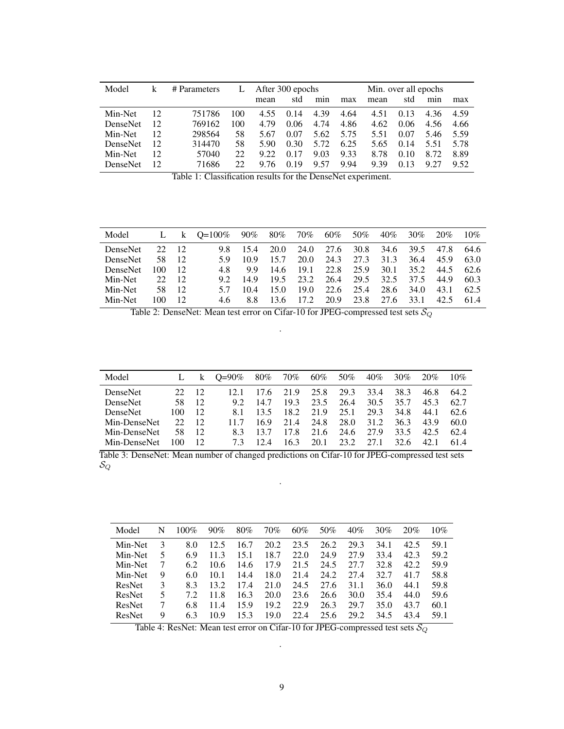| Model | k | # Parameters | L | After 300 epochs | | | | Min. over all epochs | | | |
|---|---|---|---|---|---|---|---|---|---|---|---|
| | | | | mean | std | min | max | mean | std | min | max |
| Min-Net | 12 | 751786 | 100 | 4.55 | 0.14 | 4.39 | 4.64 | 4.51 | 0.13 | 4.36 | 4.59 |
| DenseNet | 12 | 769162 | 100 | 4.79 | 0.06 | 4.74 | 4.86 | 4.62 | 0.06 | 4.56 | 4.66 |
| Min-Net | 12 | 298564 | 58 | 5.67 | 0.07 | 5.62 | 5.75 | 5.51 | 0.07 | 5.46 | 5.59 |
| DenseNet | 12 | 314470 | 58 | 5.90 | 0.30 | 5.72 | 6.25 | 5.65 | 0.14 | 5.51 | 5.78 |
| Min-Net | 12 | 57040 | 22 | 9.22 | 0.17 | 9.03 | 9.33 | 8.78 | 0.10 | 8.72 | 8.89 |
| DenseNet | 12 | 71686 | 22 | 9.76 | 0.19 | 9.57 | 9.94 | 9.39 | 0.13 | 9.27 | 9.52 |

Table 1: Classification results for the DenseNet experiment.

| Model | L | k | Q=100% | 90% | 80% | 70% | 60% | 50% | 40% | 30% | 20% | 10% |
|---|---|---|---|---|---|---|---|---|---|---|---|---|
| DenseNet | 22 | 12 | 9.8 | 15.4 | 20.0 | 24.0 | 27.6 | 30.8 | 34.6 | 39.5 | 47.8 | 64.6 |
| DenseNet | 58 | 12 | 5.9 | 10.9 | 15.7 | 20.0 | 24.3 | 27.3 | 31.3 | 36.4 | 45.9 | 63.0 |
| DenseNet | 100 | 12 | 4.8 | 9.9 | 14.6 | 19.1 | 22.8 | 25.9 | 30.1 | 35.2 | 44.5 | 62.6 |
| Min-Net | 22 | 12 | 9.2 | 14.9 | 19.5 | 23.2 | 26.4 | 29.5 | 32.5 | 37.5 | 44.9 | 60.3 |
| Min-Net | 58 | 12 | 5.7 | 10.4 | 15.0 | 19.0 | 22.6 | 25.4 | 28.6 | 34.0 | 43.1 | 62.5 |
| Min-Net | 100 | 12 | 4.6 | 8.8 | 13.6 | 17.2 | 20.9 | 23.8 | 27.6 | 33.1 | 42.5 | 61.4 |

Table 2: DenseNet: Mean test error on Cifar-10 for JPEG-compressed test sets $\mathcal{S}_Q$

.

| Model | L | k | Q=90% | 80% | 70% | 60% | 50% | 40% | 30% | 20% | 10% |
|---|---|---|---|---|---|---|---|---|---|---|---|
| DenseNet | 22 | 12 | 12.1 | 17.6 | 21.9 | 25.8 | 29.3 | 33.4 | 38.3 | 46.8 | 64.2 |
| DenseNet | 58 | 12 | 9.2 | 14.7 | 19.3 | 23.5 | 26.4 | 30.5 | 35.7 | 45.3 | 62.7 |
| DenseNet | 100 | 12 | 8.1 | 13.5 | 18.2 | 21.9 | 25.1 | 29.3 | 34.8 | 44.1 | 62.6 |
| Min-DenseNet | 22 | 12 | 11.7 | 16.9 | 21.4 | 24.8 | 28.0 | 31.2 | 36.3 | 43.9 | 60.0 |
| Min-DenseNet | 58 | 12 | 8.3 | 13.7 | 17.8 | 21.6 | 24.6 | 27.9 | 33.5 | 42.5 | 62.4 |
| Min-DenseNet | 100 | 12 | 7.3 | 12.4 | 16.3 | 20.1 | 23.2 | 27.1 | 32.6 | 42.1 | 61.4 |

Table 3: DenseNet: Mean number of changed predictions on Cifar-10 for JPEG-compressed test sets $\mathcal{S}_Q$

.

| Model | N | 100% | 90% | 80% | 70% | 60% | 50% | 40% | 30% | 20% | 10% |
|---|---|---|---|---|---|---|---|---|---|---|---|
| Min-Net | 3 | 8.0 | 12.5 | 16.7 | 20.2 | 23.5 | 26.2 | 29.3 | 34.1 | 42.5 | 59.1 |
| Min-Net | 5 | 6.9 | 11.3 | 15.1 | 18.7 | 22.0 | 24.9 | 27.9 | 33.4 | 42.3 | 59.2 |
| Min-Net | 7 | 6.2 | 10.6 | 14.6 | 17.9 | 21.5 | 24.5 | 27.7 | 32.8 | 42.2 | 59.9 |
| Min-Net | 9 | 6.0 | 10.1 | 14.4 | 18.0 | 21.4 | 24.2 | 27.4 | 32.7 | 41.7 | 58.8 |
| ResNet | 3 | 8.3 | 13.2 | 17.4 | 21.0 | 24.5 | 27.6 | 31.1 | 36.0 | 44.1 | 59.8 |
| ResNet | 5 | 7.2 | 11.8 | 16.3 | 20.0 | 23.6 | 26.6 | 30.0 | 35.4 | 44.0 | 59.6 |
| ResNet | 7 | 6.8 | 11.4 | 15.9 | 19.2 | 22.9 | 26.3 | 29.7 | 35.0 | 43.7 | 60.1 |
| ResNet | 9 | 6.3 | 10.9 | 15.3 | 19.0 | 22.4 | 25.6 | 29.2 | 34.5 | 43.4 | 59.1 |

Table 4: ResNet: Mean test error on Cifar-10 for JPEG-compressed test sets $\mathcal{S}_Q$

.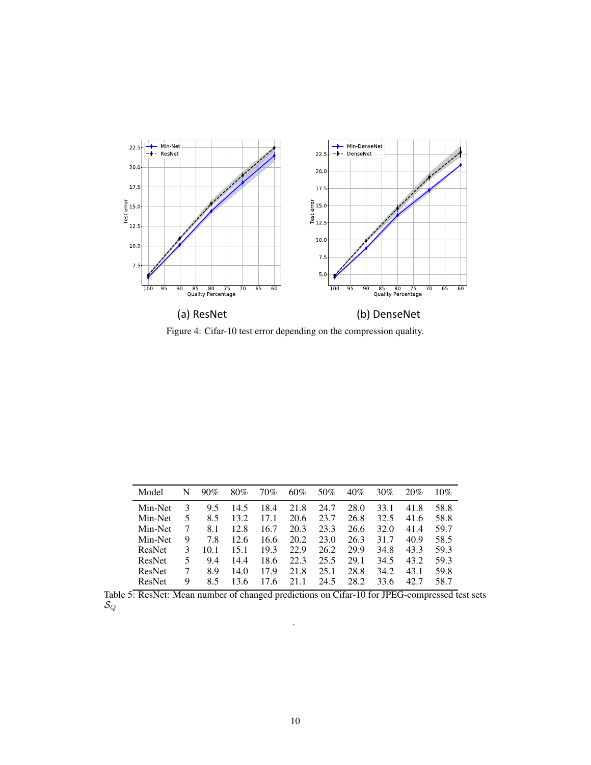(a) ResNet

(b) DenseNet

Figure 4: Cifar-10 test error depending on the compression quality.

| Model | N | 90% | 80% | 70% | 60% | 50% | 40% | 30% | 20% | 10% |
|---|---|---|---|---|---|---|---|---|---|---|
| Min-Net | 3 | 9.5 | 14.5 | 18.4 | 21.8 | 24.7 | 28.0 | 33.1 | 41.8 | 58.8 |
| Min-Net | 5 | 8.5 | 13.2 | 17.1 | 20.6 | 23.7 | 26.8 | 32.5 | 41.6 | 58.8 |
| Min-Net | 7 | 8.1 | 12.8 | 16.7 | 20.3 | 23.3 | 26.6 | 32.0 | 41.4 | 59.7 |
| Min-Net | 9 | 7.8 | 12.6 | 16.6 | 20.2 | 23.0 | 26.3 | 31.7 | 40.9 | 58.5 |
| ResNet | 3 | 10.1 | 15.1 | 19.3 | 22.9 | 26.2 | 29.9 | 34.8 | 43.3 | 59.3 |
| ResNet | 5 | 9.4 | 14.4 | 18.6 | 22.3 | 25.5 | 29.1 | 34.5 | 43.2 | 59.3 |
| ResNet | 7 | 8.9 | 14.0 | 17.9 | 21.8 | 25.1 | 28.8 | 34.2 | 43.1 | 59.8 |
| ResNet | 9 | 8.5 | 13.6 | 17.6 | 21.1 | 24.5 | 28.2 | 33.6 | 42.7 | 58.7 |

Table 5: ResNet: Mean number of changed predictions on Cifar-10 for JPEG-compressed test sets $\mathcal{S}_Q$

.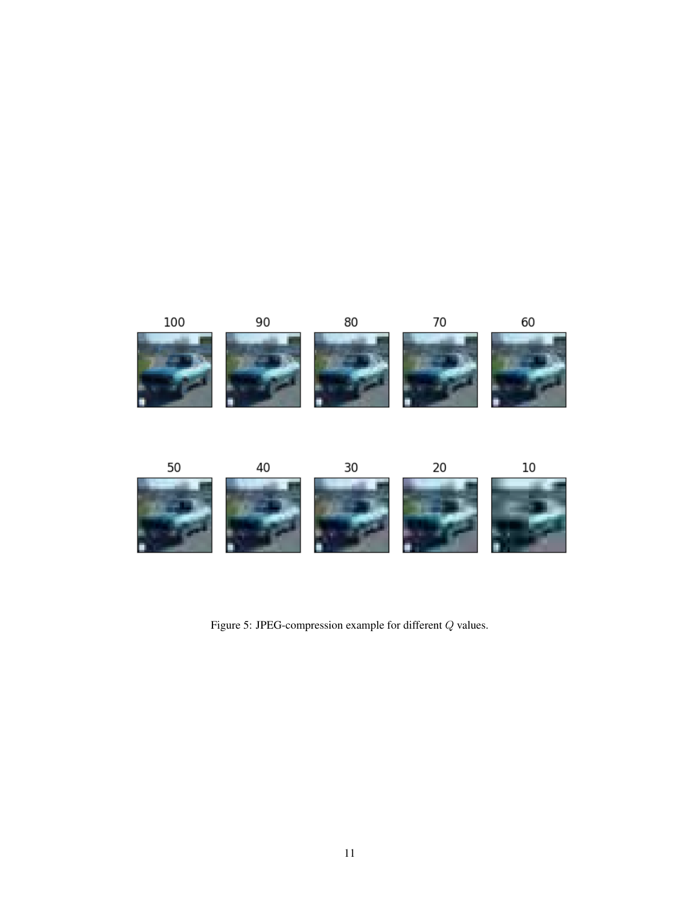100 90 80 70 60

50 40 30 20 10

Figure 5: JPEG-compression example for different $Q$ values.